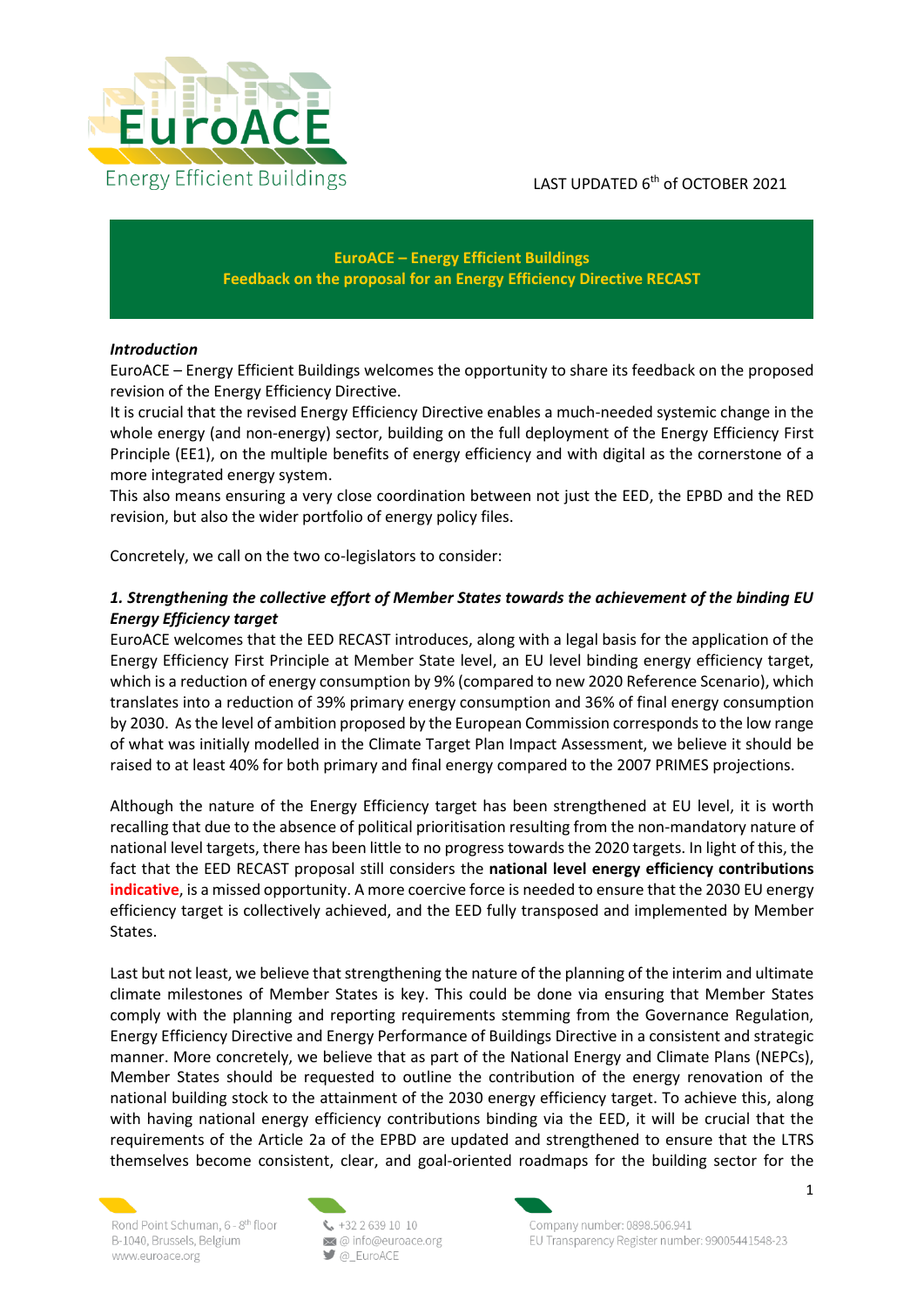LAST UPDATED 6th of OCTOBER 2021

**EuroACE – Energy Efficient Buildings**
**Feedback on the proposal for an Energy Efficiency Directive RECAST**

***Introduction***

EuroACE – Energy Efficient Buildings welcomes the opportunity to share its feedback on the proposed revision of the Energy Efficiency Directive.

It is crucial that the revised Energy Efficiency Directive enables a much-needed systemic change in the whole energy (and non-energy) sector, building on the full deployment of the Energy Efficiency First Principle (EE1), on the multiple benefits of energy efficiency and with digital as the cornerstone of a more integrated energy system.

This also means ensuring a very close coordination between not just the EED, the EPBD and the RED revision, but also the wider portfolio of energy policy files.

Concretely, we call on the two co-legislators to consider:

***1. Strengthening the collective effort of Member States towards the achievement of the binding EU Energy Efficiency target***

EuroACE welcomes that the EED RECAST introduces, along with a legal basis for the application of the Energy Efficiency First Principle at Member State level, an EU level binding energy efficiency target, which is a reduction of energy consumption by 9% (compared to new 2020 Reference Scenario), which translates into a reduction of 39% primary energy consumption and 36% of final energy consumption by 2030. As the level of ambition proposed by the European Commission corresponds to the low range of what was initially modelled in the Climate Target Plan Impact Assessment, we believe it should be raised to at least 40% for both primary and final energy compared to the 2007 PRIMES projections.

Although the nature of the Energy Efficiency target has been strengthened at EU level, it is worth recalling that due to the absence of political prioritisation resulting from the non-mandatory nature of national level targets, there has been little to no progress towards the 2020 targets. In light of this, the fact that the EED RECAST proposal still considers the **national level energy efficiency contributions indicative**, is a missed opportunity. A more coercive force is needed to ensure that the 2030 EU energy efficiency target is collectively achieved, and the EED fully transposed and implemented by Member States.

Last but not least, we believe that strengthening the nature of the planning of the interim and ultimate climate milestones of Member States is key. This could be done via ensuring that Member States comply with the planning and reporting requirements stemming from the Governance Regulation, Energy Efficiency Directive and Energy Performance of Buildings Directive in a consistent and strategic manner. More concretely, we believe that as part of the National Energy and Climate Plans (NEPCs), Member States should be requested to outline the contribution of the energy renovation of the national building stock to the attainment of the 2030 energy efficiency target. To achieve this, along with having national energy efficiency contributions binding via the EED, it will be crucial that the requirements of the Article 2a of the EPBD are updated and strengthened to ensure that the LTRS themselves become consistent, clear, and goal-oriented roadmaps for the building sector for the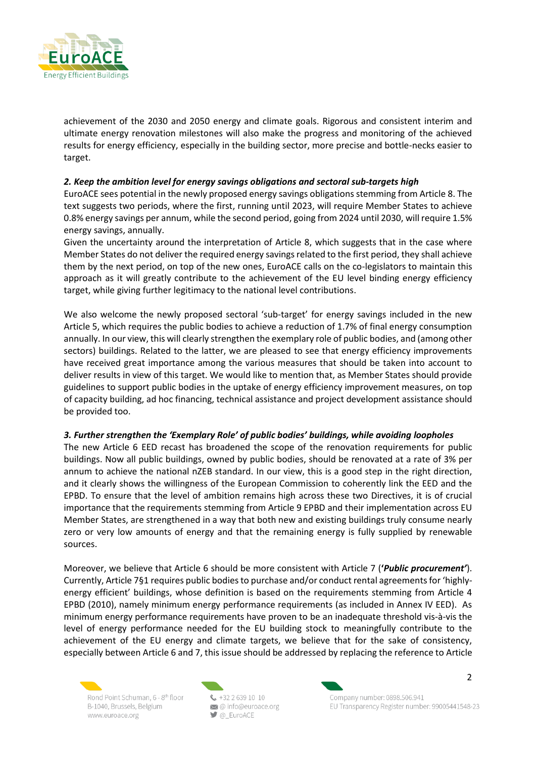achievement of the 2030 and 2050 energy and climate goals. Rigorous and consistent interim and ultimate energy renovation milestones will also make the progress and monitoring of the achieved results for energy efficiency, especially in the building sector, more precise and bottle-necks easier to target.

### *2. Keep the ambition level for energy savings obligations and sectoral sub-targets high*

EuroACE sees potential in the newly proposed energy savings obligations stemming from Article 8. The text suggests two periods, where the first, running until 2023, will require Member States to achieve 0.8% energy savings per annum, while the second period, going from 2024 until 2030, will require 1.5% energy savings, annually.

Given the uncertainty around the interpretation of Article 8, which suggests that in the case where Member States do not deliver the required energy savings related to the first period, they shall achieve them by the next period, on top of the new ones, EuroACE calls on the co-legislators to maintain this approach as it will greatly contribute to the achievement of the EU level binding energy efficiency target, while giving further legitimacy to the national level contributions.

We also welcome the newly proposed sectoral 'sub-target' for energy savings included in the new Article 5, which requires the public bodies to achieve a reduction of 1.7% of final energy consumption annually. In our view, this will clearly strengthen the exemplary role of public bodies, and (among other sectors) buildings. Related to the latter, we are pleased to see that energy efficiency improvements have received great importance among the various measures that should be taken into account to deliver results in view of this target. We would like to mention that, as Member States should provide guidelines to support public bodies in the uptake of energy efficiency improvement measures, on top of capacity building, ad hoc financing, technical assistance and project development assistance should be provided too.

### *3. Further strengthen the 'Exemplary Role' of public bodies' buildings, while avoiding loopholes*

The new Article 6 EED recast has broadened the scope of the renovation requirements for public buildings. Now all public buildings, owned by public bodies, should be renovated at a rate of 3% per annum to achieve the national nZEB standard. In our view, this is a good step in the right direction, and it clearly shows the willingness of the European Commission to coherently link the EED and the EPBD. To ensure that the level of ambition remains high across these two Directives, it is of crucial importance that the requirements stemming from Article 9 EPBD and their implementation across EU Member States, are strengthened in a way that both new and existing buildings truly consume nearly zero or very low amounts of energy and that the remaining energy is fully supplied by renewable sources.

Moreover, we believe that Article 6 should be more consistent with Article 7 (***'Public procurement'***). Currently, Article 7§1 requires public bodies to purchase and/or conduct rental agreements for 'highly-energy efficient' buildings, whose definition is based on the requirements stemming from Article 4 EPBD (2010), namely minimum energy performance requirements (as included in Annex IV EED). As minimum energy performance requirements have proven to be an inadequate threshold vis-à-vis the level of energy performance needed for the EU building stock to meaningfully contribute to the achievement of the EU energy and climate targets, we believe that for the sake of consistency, especially between Article 6 and 7, this issue should be addressed by replacing the reference to Article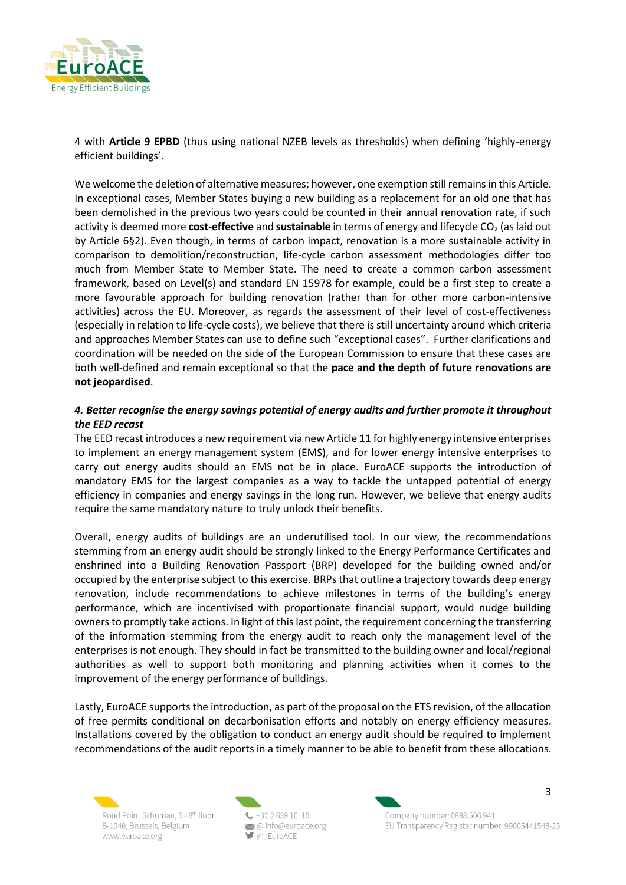4 with **Article 9 EPBD** (thus using national NZEB levels as thresholds) when defining 'highly-energy efficient buildings'.

We welcome the deletion of alternative measures; however, one exemption still remains in this Article. In exceptional cases, Member States buying a new building as a replacement for an old one that has been demolished in the previous two years could be counted in their annual renovation rate, if such activity is deemed more **cost-effective** and **sustainable** in terms of energy and lifecycle $CO_2$ (as laid out by Article 6§2). Even though, in terms of carbon impact, renovation is a more sustainable activity in comparison to demolition/reconstruction, life-cycle carbon assessment methodologies differ too much from Member State to Member State. The need to create a common carbon assessment framework, based on Level(s) and standard EN 15978 for example, could be a first step to create a more favourable approach for building renovation (rather than for other more carbon-intensive activities) across the EU. Moreover, as regards the assessment of their level of cost-effectiveness (especially in relation to life-cycle costs), we believe that there is still uncertainty around which criteria and approaches Member States can use to define such "exceptional cases". Further clarifications and coordination will be needed on the side of the European Commission to ensure that these cases are both well-defined and remain exceptional so that the **pace and the depth of future renovations are not jeopardised**.

### *4. Better recognise the energy savings potential of energy audits and further promote it throughout the EED recast*

The EED recast introduces a new requirement via new Article 11 for highly energy intensive enterprises to implement an energy management system (EMS), and for lower energy intensive enterprises to carry out energy audits should an EMS not be in place. EuroACE supports the introduction of mandatory EMS for the largest companies as a way to tackle the untapped potential of energy efficiency in companies and energy savings in the long run. However, we believe that energy audits require the same mandatory nature to truly unlock their benefits.

Overall, energy audits of buildings are an underutilised tool. In our view, the recommendations stemming from an energy audit should be strongly linked to the Energy Performance Certificates and enshrined into a Building Renovation Passport (BRP) developed for the building owned and/or occupied by the enterprise subject to this exercise. BRPs that outline a trajectory towards deep energy renovation, include recommendations to achieve milestones in terms of the building's energy performance, which are incentivised with proportionate financial support, would nudge building owners to promptly take actions. In light of this last point, the requirement concerning the transferring of the information stemming from the energy audit to reach only the management level of the enterprises is not enough. They should in fact be transmitted to the building owner and local/regional authorities as well to support both monitoring and planning activities when it comes to the improvement of the energy performance of buildings.

Lastly, EuroACE supports the introduction, as part of the proposal on the ETS revision, of the allocation of free permits conditional on decarbonisation efforts and notably on energy efficiency measures. Installations covered by the obligation to conduct an energy audit should be required to implement recommendations of the audit reports in a timely manner to be able to benefit from these allocations.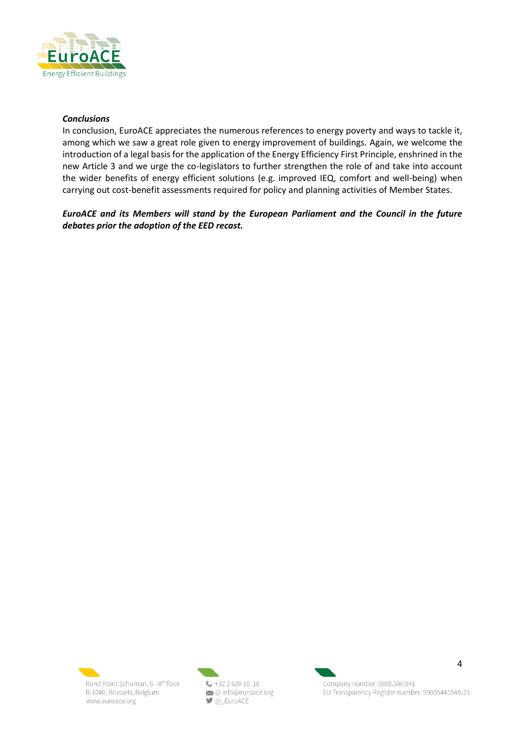***Conclusions***

In conclusion, EuroACE appreciates the numerous references to energy poverty and ways to tackle it, among which we saw a great role given to energy improvement of buildings. Again, we welcome the introduction of a legal basis for the application of the Energy Efficiency First Principle, enshrined in the new Article 3 and we urge the co-legislators to further strengthen the role of and take into account the wider benefits of energy efficient solutions (e.g. improved IEQ, comfort and well-being) when carrying out cost-benefit assessments required for policy and planning activities of Member States.

***EuroACE and its Members will stand by the European Parliament and the Council in the future debates prior the adoption of the EED recast.***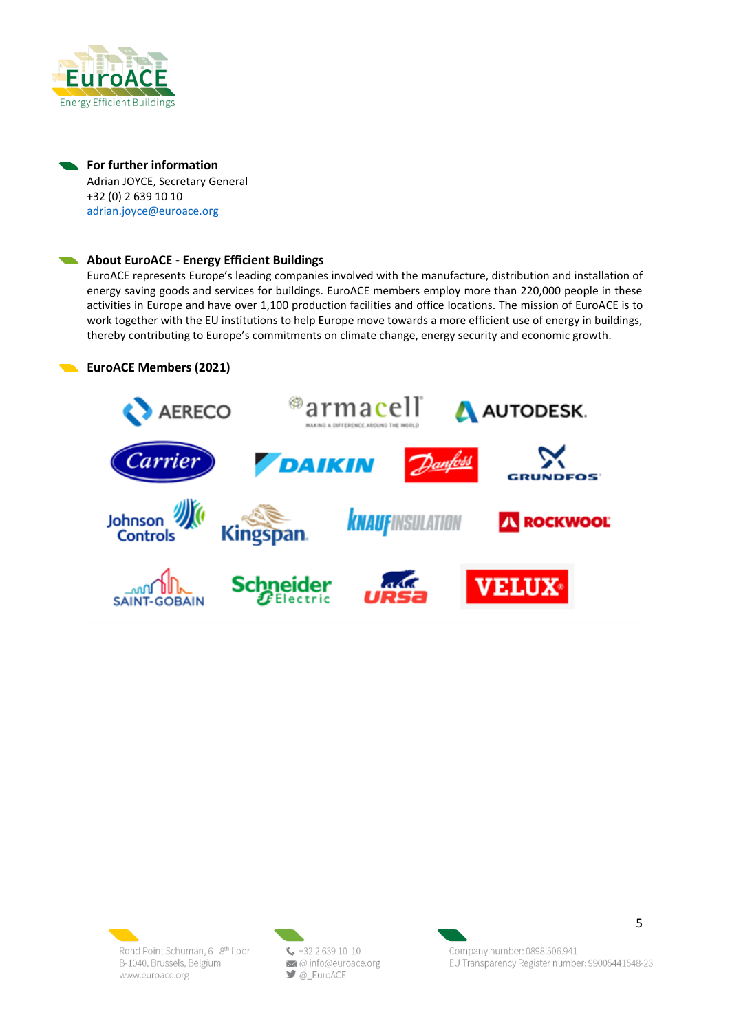### For further information

Adrian JOYCE, Secretary General
+32 (0) 2 639 10 10
adrian.joyce@euroace.org

### About EuroACE - Energy Efficient Buildings

EuroACE represents Europe's leading companies involved with the manufacture, distribution and installation of energy saving goods and services for buildings. EuroACE members employ more than 220,000 people in these activities in Europe and have over 1,100 production facilities and office locations. The mission of EuroACE is to work together with the EU institutions to help Europe move towards a more efficient use of energy in buildings, thereby contributing to Europe's commitments on climate change, energy security and economic growth.

### EuroACE Members (2021)

Rond Point Schuman, 6 - 8th floor
B-1040, Brussels, Belgium
www.euroace.org

+32 2 639 10 10
@ info@euroace.org
@_EuroACE

Company number: 0898.506.941
EU Transparency Register number: 99005441548-23